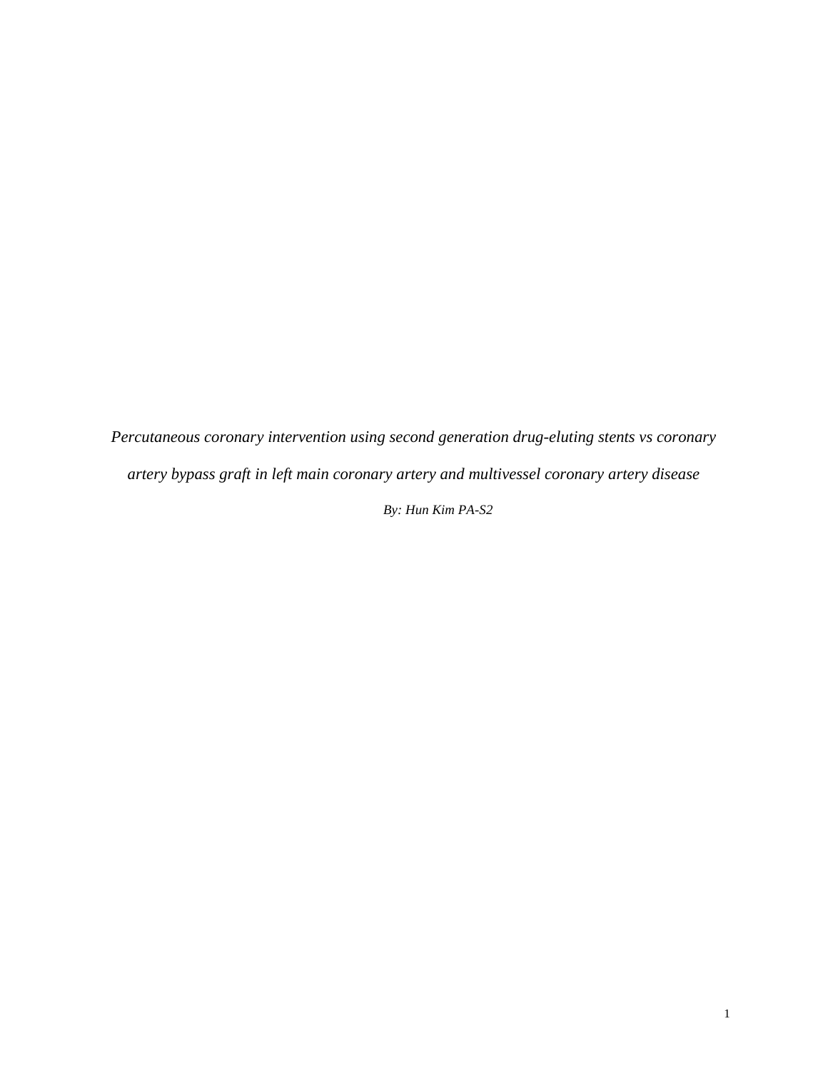# *Percutaneous coronary intervention using second generation drug-eluting stents vs coronary artery bypass graft in left main coronary artery and multivessel coronary artery disease*

*By: Hun Kim PA-S2*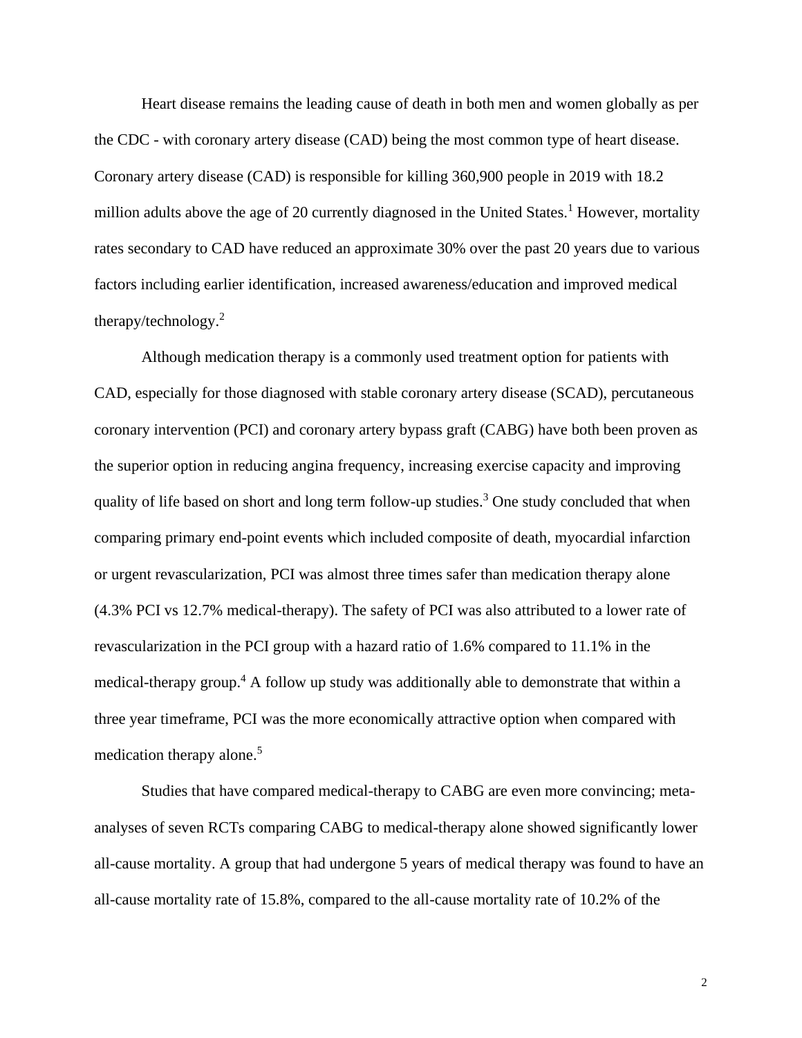Heart disease remains the leading cause of death in both men and women globally as per the CDC - with coronary artery disease (CAD) being the most common type of heart disease. Coronary artery disease (CAD) is responsible for killing 360,900 people in 2019 with 18.2 million adults above the age of 20 currently diagnosed in the United States.[1] However, mortality rates secondary to CAD have reduced an approximate 30% over the past 20 years due to various factors including earlier identification, increased awareness/education and improved medical therapy/technology.[2]

Although medication therapy is a commonly used treatment option for patients with CAD, especially for those diagnosed with stable coronary artery disease (SCAD), percutaneous coronary intervention (PCI) and coronary artery bypass graft (CABG) have both been proven as the superior option in reducing angina frequency, increasing exercise capacity and improving quality of life based on short and long term follow-up studies.[3] One study concluded that when comparing primary end-point events which included composite of death, myocardial infarction or urgent revascularization, PCI was almost three times safer than medication therapy alone (4.3% PCI vs 12.7% medical-therapy). The safety of PCI was also attributed to a lower rate of revascularization in the PCI group with a hazard ratio of 1.6% compared to 11.1% in the medical-therapy group.[4] A follow up study was additionally able to demonstrate that within a three year timeframe, PCI was the more economically attractive option when compared with medication therapy alone.[5]

Studies that have compared medical-therapy to CABG are even more convincing; meta-analyses of seven RCTs comparing CABG to medical-therapy alone showed significantly lower all-cause mortality. A group that had undergone 5 years of medical therapy was found to have an all-cause mortality rate of 15.8%, compared to the all-cause mortality rate of 10.2% of the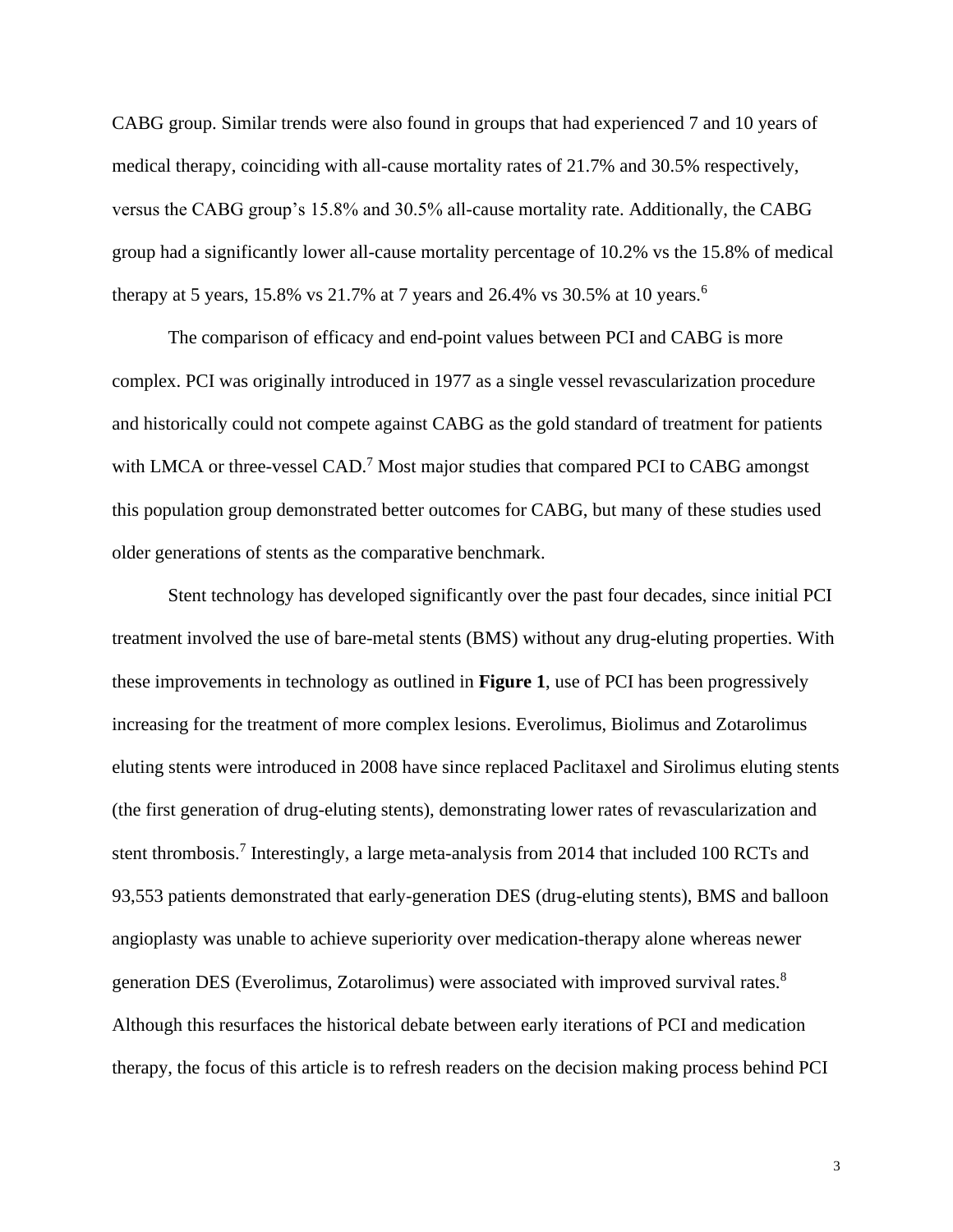CABG group. Similar trends were also found in groups that had experienced 7 and 10 years of medical therapy, coinciding with all-cause mortality rates of 21.7% and 30.5% respectively, versus the CABG group's 15.8% and 30.5% all-cause mortality rate. Additionally, the CABG group had a significantly lower all-cause mortality percentage of 10.2% vs the 15.8% of medical therapy at 5 years, 15.8% vs 21.7% at 7 years and 26.4% vs 30.5% at 10 years.[6]

The comparison of efficacy and end-point values between PCI and CABG is more complex. PCI was originally introduced in 1977 as a single vessel revascularization procedure and historically could not compete against CABG as the gold standard of treatment for patients with LMCA or three-vessel CAD.[7] Most major studies that compared PCI to CABG amongst this population group demonstrated better outcomes for CABG, but many of these studies used older generations of stents as the comparative benchmark.

Stent technology has developed significantly over the past four decades, since initial PCI treatment involved the use of bare-metal stents (BMS) without any drug-eluting properties. With these improvements in technology as outlined in **Figure 1**, use of PCI has been progressively increasing for the treatment of more complex lesions. Everolimus, Biolimus and Zotarolimus eluting stents were introduced in 2008 have since replaced Paclitaxel and Sirolimus eluting stents (the first generation of drug-eluting stents), demonstrating lower rates of revascularization and stent thrombosis.[7] Interestingly, a large meta-analysis from 2014 that included 100 RCTs and 93,553 patients demonstrated that early-generation DES (drug-eluting stents), BMS and balloon angioplasty was unable to achieve superiority over medication-therapy alone whereas newer generation DES (Everolimus, Zotarolimus) were associated with improved survival rates.[8] Although this resurfaces the historical debate between early iterations of PCI and medication therapy, the focus of this article is to refresh readers on the decision making process behind PCI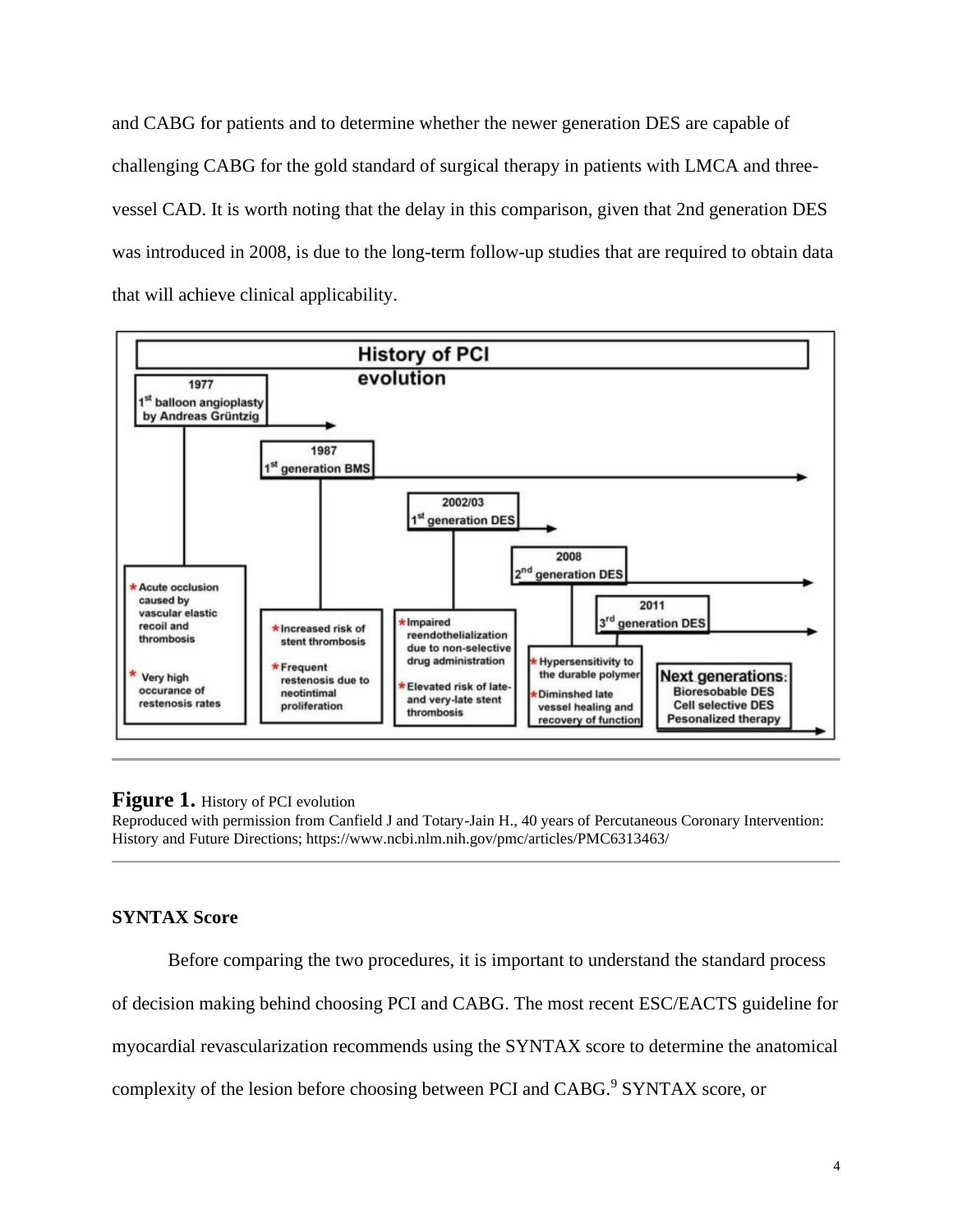and CABG for patients and to determine whether the newer generation DES are capable of challenging CABG for the gold standard of surgical therapy in patients with LMCA and three-vessel CAD. It is worth noting that the delay in this comparison, given that 2nd generation DES was introduced in 2008, is due to the long-term follow-up studies that are required to obtain data that will achieve clinical applicability.

**Figure 1.** History of PCI evolution
Reproduced with permission from Canfield J and Totary-Jain H., 40 years of Percutaneous Coronary Intervention: History and Future Directions; https://www.ncbi.nlm.nih.gov/pmc/articles/PMC6313463/

**SYNTAX Score**

Before comparing the two procedures, it is important to understand the standard process of decision making behind choosing PCI and CABG. The most recent ESC/EACTS guideline for myocardial revascularization recommends using the SYNTAX score to determine the anatomical complexity of the lesion before choosing between PCI and CABG.[9] SYNTAX score, or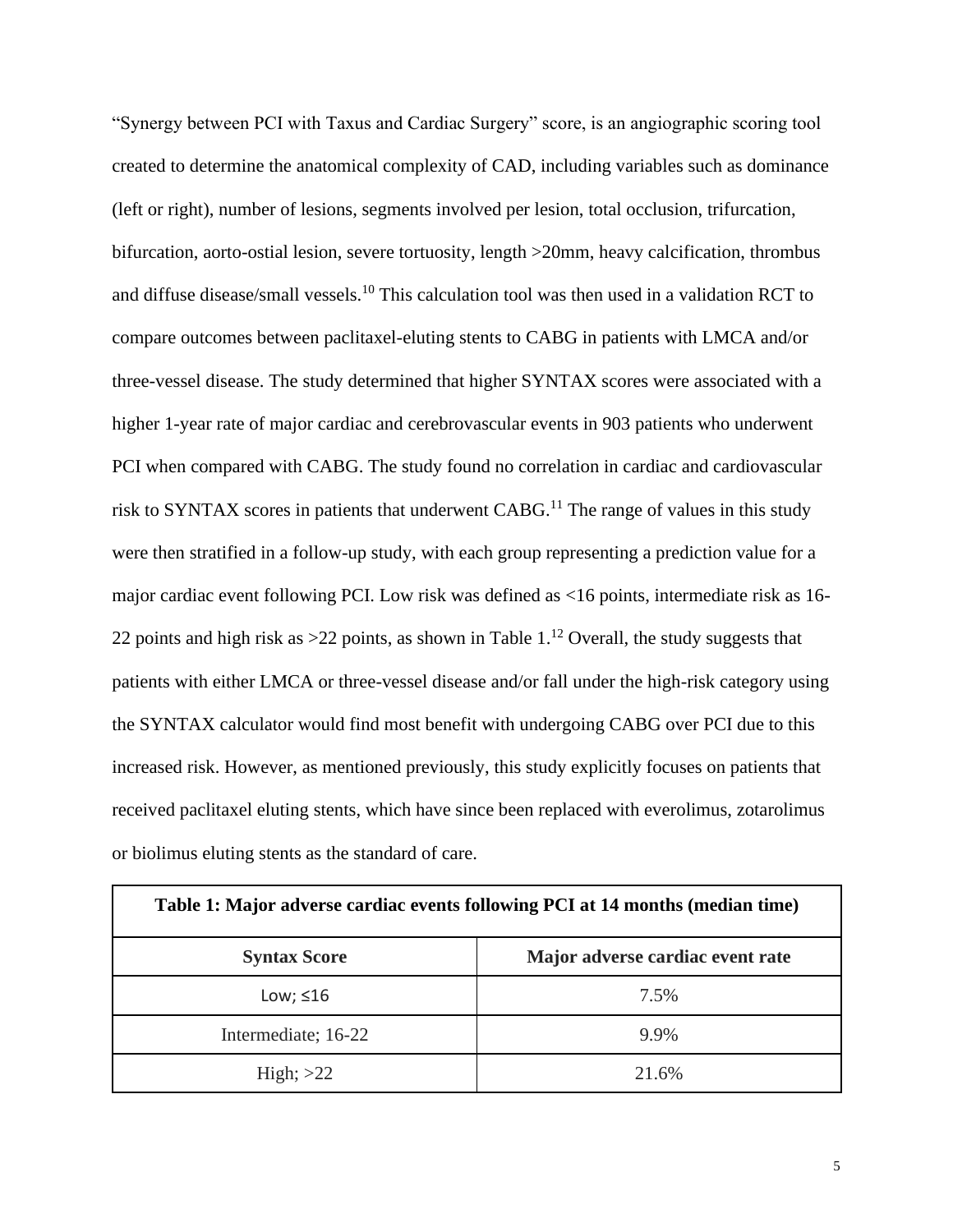“Synergy between PCI with Taxus and Cardiac Surgery” score, is an angiographic scoring tool created to determine the anatomical complexity of CAD, including variables such as dominance (left or right), number of lesions, segments involved per lesion, total occlusion, trifurcation, bifurcation, aorto-ostial lesion, severe tortuosity, length >20mm, heavy calcification, thrombus and diffuse disease/small vessels.[10] This calculation tool was then used in a validation RCT to compare outcomes between paclitaxel-eluting stents to CABG in patients with LMCA and/or three-vessel disease. The study determined that higher SYNTAX scores were associated with a higher 1-year rate of major cardiac and cerebrovascular events in 903 patients who underwent PCI when compared with CABG. The study found no correlation in cardiac and cardiovascular risk to SYNTAX scores in patients that underwent CABG.[11] The range of values in this study were then stratified in a follow-up study, with each group representing a prediction value for a major cardiac event following PCI. Low risk was defined as <16 points, intermediate risk as 16-22 points and high risk as >22 points, as shown in Table 1.[12] Overall, the study suggests that patients with either LMCA or three-vessel disease and/or fall under the high-risk category using the SYNTAX calculator would find most benefit with undergoing CABG over PCI due to this increased risk. However, as mentioned previously, this study explicitly focuses on patients that received paclitaxel eluting stents, which have since been replaced with everolimus, zotarolimus or biolimus eluting stents as the standard of care.

**Table 1: Major adverse cardiac events following PCI at 14 months (median time)**

| Syntax Score | Major adverse cardiac event rate |
|---|---|
| Low; ≤16 | 7.5% |
| Intermediate; 16-22 | 9.9% |
| High; >22 | 21.6% |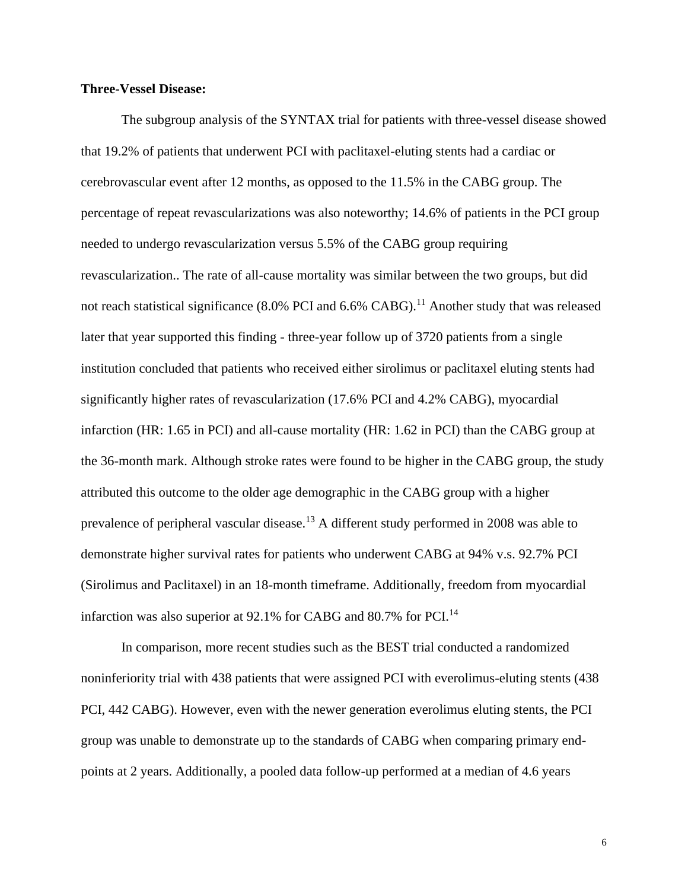**Three-Vessel Disease:**

The subgroup analysis of the SYNTAX trial for patients with three-vessel disease showed that 19.2% of patients that underwent PCI with paclitaxel-eluting stents had a cardiac or cerebrovascular event after 12 months, as opposed to the 11.5% in the CABG group. The percentage of repeat revascularizations was also noteworthy; 14.6% of patients in the PCI group needed to undergo revascularization versus 5.5% of the CABG group requiring revascularization.. The rate of all-cause mortality was similar between the two groups, but did not reach statistical significance (8.0% PCI and 6.6% CABG).[11] Another study that was released later that year supported this finding - three-year follow up of 3720 patients from a single institution concluded that patients who received either sirolimus or paclitaxel eluting stents had significantly higher rates of revascularization (17.6% PCI and 4.2% CABG), myocardial infarction (HR: 1.65 in PCI) and all-cause mortality (HR: 1.62 in PCI) than the CABG group at the 36-month mark. Although stroke rates were found to be higher in the CABG group, the study attributed this outcome to the older age demographic in the CABG group with a higher prevalence of peripheral vascular disease.[13] A different study performed in 2008 was able to demonstrate higher survival rates for patients who underwent CABG at 94% v.s. 92.7% PCI (Sirolimus and Paclitaxel) in an 18-month timeframe. Additionally, freedom from myocardial infarction was also superior at 92.1% for CABG and 80.7% for PCI.[14]

In comparison, more recent studies such as the BEST trial conducted a randomized noninferiority trial with 438 patients that were assigned PCI with everolimus-eluting stents (438 PCI, 442 CABG). However, even with the newer generation everolimus eluting stents, the PCI group was unable to demonstrate up to the standards of CABG when comparing primary end-points at 2 years. Additionally, a pooled data follow-up performed at a median of 4.6 years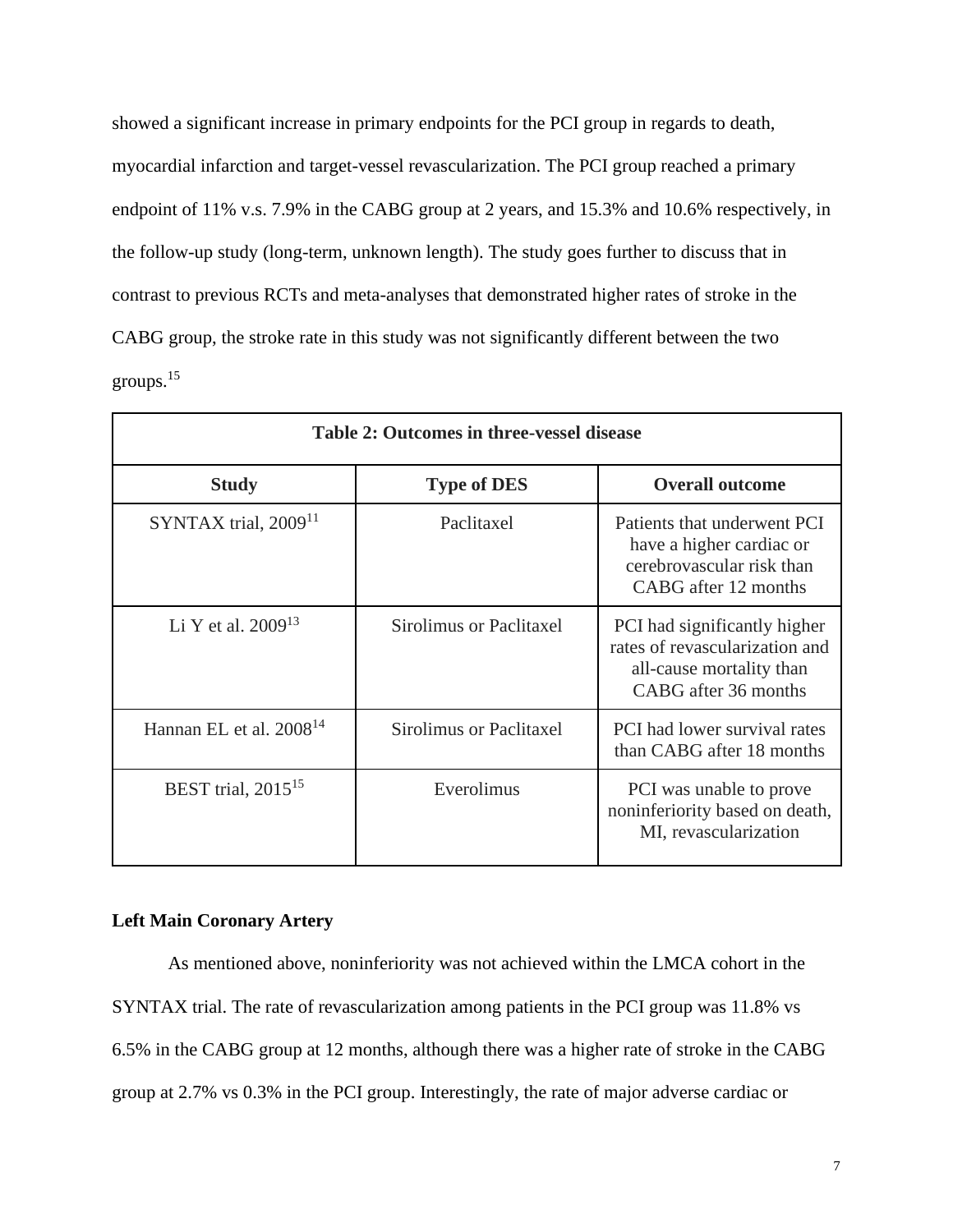showed a significant increase in primary endpoints for the PCI group in regards to death, myocardial infarction and target-vessel revascularization. The PCI group reached a primary endpoint of 11% v.s. 7.9% in the CABG group at 2 years, and 15.3% and 10.6% respectively, in the follow-up study (long-term, unknown length). The study goes further to discuss that in contrast to previous RCTs and meta-analyses that demonstrated higher rates of stroke in the CABG group, the stroke rate in this study was not significantly different between the two groups.[15]

| **Table 2: Outcomes in three-vessel disease** | | |
|---|---|---|
| **Study** | **Type of DES** | **Overall outcome** |
| SYNTAX trial, 2009[11] | Paclitaxel | Patients that underwent PCI have a higher cardiac or cerebrovascular risk than CABG after 12 months |
| Li Y et al. 2009[13] | Sirolimus or Paclitaxel | PCI had significantly higher rates of revascularization and all-cause mortality than CABG after 36 months |
| Hannan EL et al. 2008[14] | Sirolimus or Paclitaxel | PCI had lower survival rates than CABG after 18 months |
| BEST trial, 2015[15] | Everolimus | PCI was unable to prove noninferiority based on death, MI, revascularization |

**Left Main Coronary Artery**

As mentioned above, noninferiority was not achieved within the LMCA cohort in the SYNTAX trial. The rate of revascularization among patients in the PCI group was 11.8% vs 6.5% in the CABG group at 12 months, although there was a higher rate of stroke in the CABG group at 2.7% vs 0.3% in the PCI group. Interestingly, the rate of major adverse cardiac or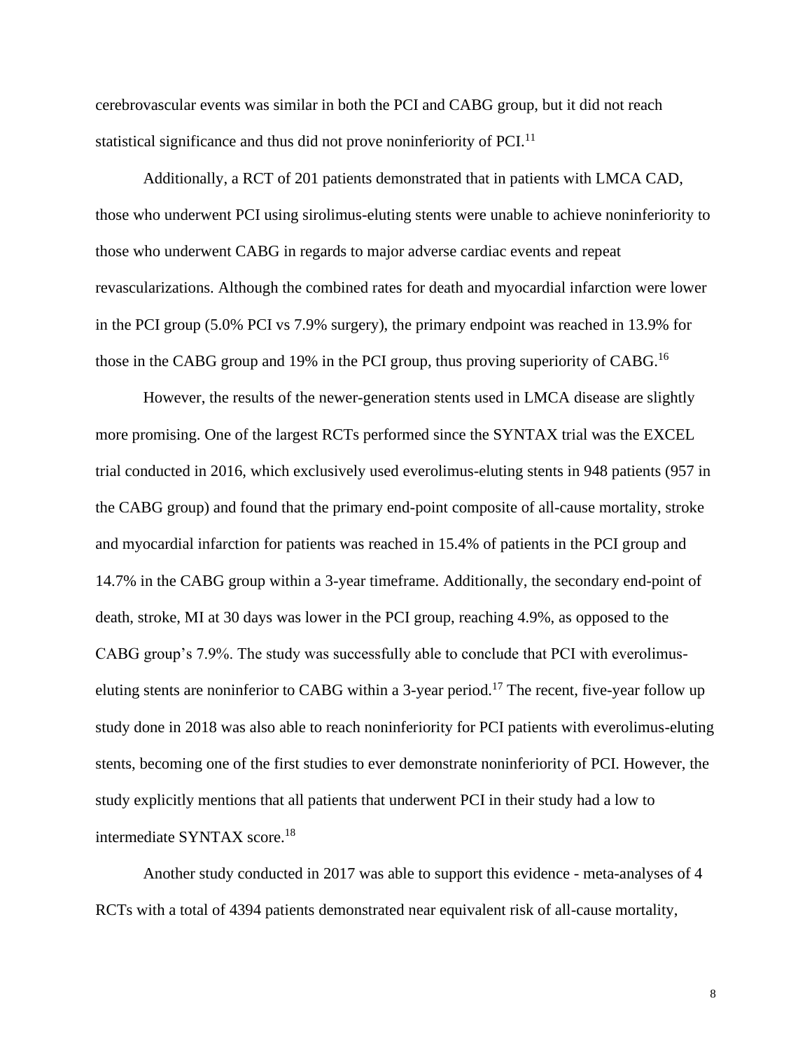cerebrovascular events was similar in both the PCI and CABG group, but it did not reach statistical significance and thus did not prove noninferiority of PCI.[11]

Additionally, a RCT of 201 patients demonstrated that in patients with LMCA CAD, those who underwent PCI using sirolimus-eluting stents were unable to achieve noninferiority to those who underwent CABG in regards to major adverse cardiac events and repeat revascularizations. Although the combined rates for death and myocardial infarction were lower in the PCI group (5.0% PCI vs 7.9% surgery), the primary endpoint was reached in 13.9% for those in the CABG group and 19% in the PCI group, thus proving superiority of CABG.[16]

However, the results of the newer-generation stents used in LMCA disease are slightly more promising. One of the largest RCTs performed since the SYNTAX trial was the EXCEL trial conducted in 2016, which exclusively used everolimus-eluting stents in 948 patients (957 in the CABG group) and found that the primary end-point composite of all-cause mortality, stroke and myocardial infarction for patients was reached in 15.4% of patients in the PCI group and 14.7% in the CABG group within a 3-year timeframe. Additionally, the secondary end-point of death, stroke, MI at 30 days was lower in the PCI group, reaching 4.9%, as opposed to the CABG group's 7.9%. The study was successfully able to conclude that PCI with everolimus-eluting stents are noninferior to CABG within a 3-year period.[17] The recent, five-year follow up study done in 2018 was also able to reach noninferiority for PCI patients with everolimus-eluting stents, becoming one of the first studies to ever demonstrate noninferiority of PCI. However, the study explicitly mentions that all patients that underwent PCI in their study had a low to intermediate SYNTAX score.[18]

Another study conducted in 2017 was able to support this evidence - meta-analyses of 4 RCTs with a total of 4394 patients demonstrated near equivalent risk of all-cause mortality,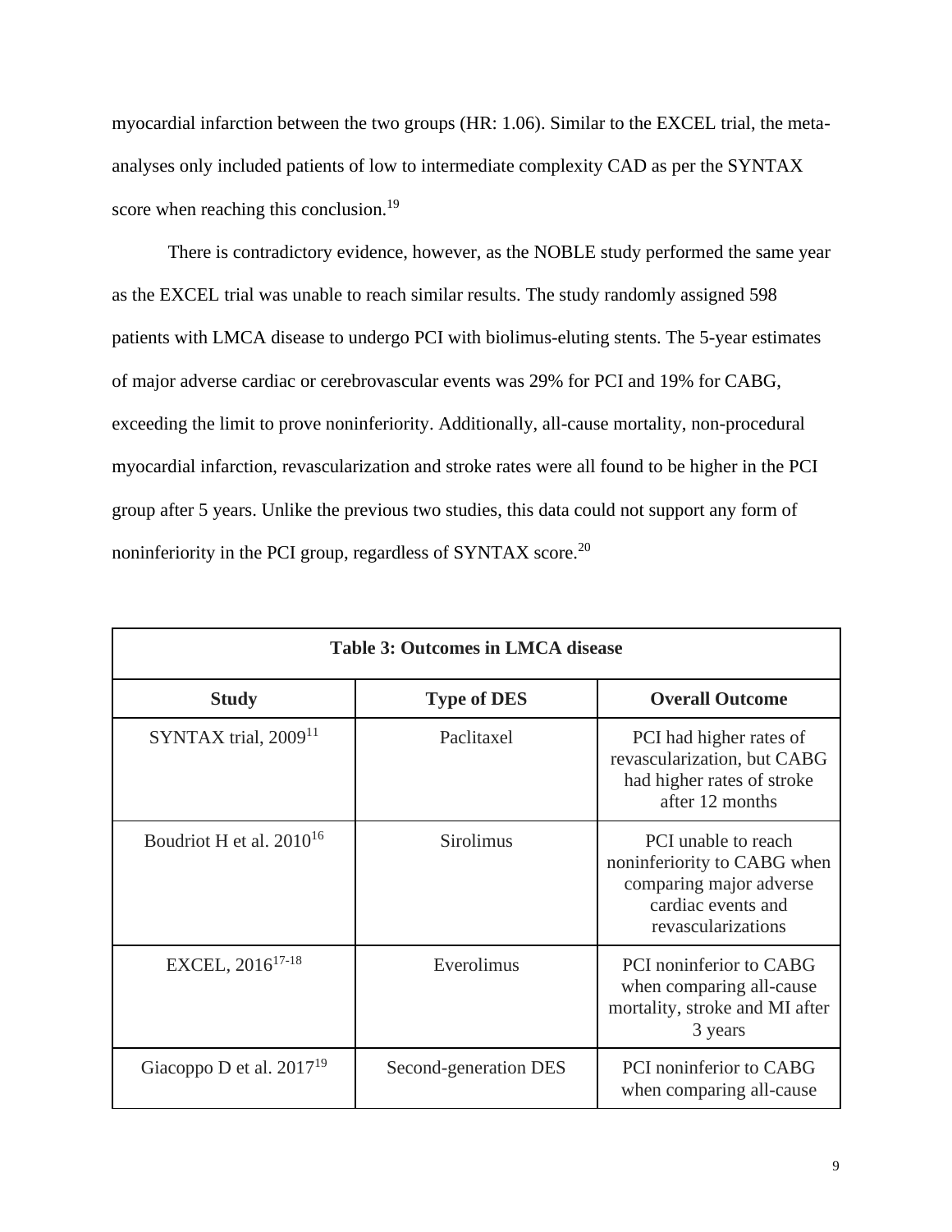myocardial infarction between the two groups (HR: 1.06). Similar to the EXCEL trial, the meta-analyses only included patients of low to intermediate complexity CAD as per the SYNTAX score when reaching this conclusion.[19]

There is contradictory evidence, however, as the NOBLE study performed the same year as the EXCEL trial was unable to reach similar results. The study randomly assigned 598 patients with LMCA disease to undergo PCI with biolimus-eluting stents. The 5-year estimates of major adverse cardiac or cerebrovascular events was 29% for PCI and 19% for CABG, exceeding the limit to prove noninferiority. Additionally, all-cause mortality, non-procedural myocardial infarction, revascularization and stroke rates were all found to be higher in the PCI group after 5 years. Unlike the previous two studies, this data could not support any form of noninferiority in the PCI group, regardless of SYNTAX score.[20]

| **Table 3: Outcomes in LMCA disease** | | |
|---|---|---|
| **Study** | **Type of DES** | **Overall Outcome** |
| SYNTAX trial, 2009[11] | Paclitaxel | PCI had higher rates of revascularization, but CABG had higher rates of stroke after 12 months |
| Boudriot H et al. 2010[16] | Sirolimus | PCI unable to reach noninferiority to CABG when comparing major adverse cardiac events and revascularizations |
| EXCEL, 2016[17-18] | Everolimus | PCI noninferior to CABG when comparing all-cause mortality, stroke and MI after 3 years |
| Giacoppo D et al. 2017[19] | Second-generation DES | PCI noninferior to CABG when comparing all-cause |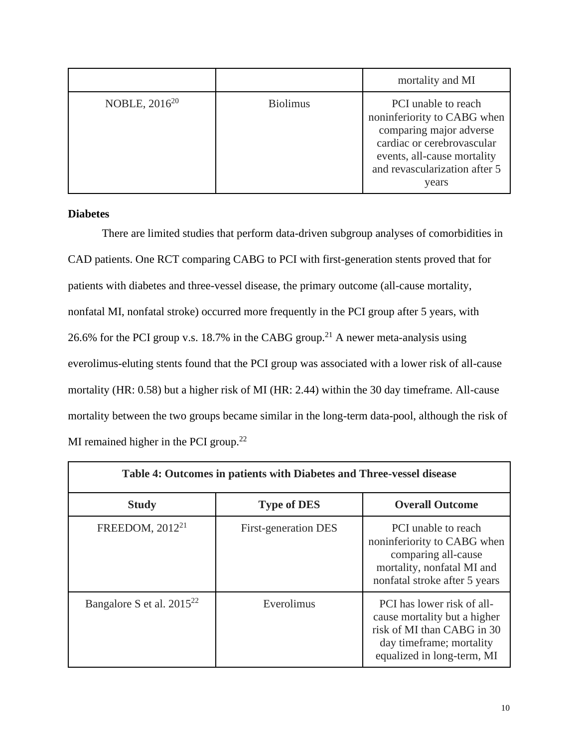| | | mortality and MI |
|---|---|---|
| NOBLE, 2016[20] | Biolimus | PCI unable to reach noninferiority to CABG when comparing major adverse cardiac or cerebrovascular events, all-cause mortality and revascularization after 5 years |

**Diabetes**

There are limited studies that perform data-driven subgroup analyses of comorbidities in CAD patients. One RCT comparing CABG to PCI with first-generation stents proved that for patients with diabetes and three-vessel disease, the primary outcome (all-cause mortality, nonfatal MI, nonfatal stroke) occurred more frequently in the PCI group after 5 years, with 26.6% for the PCI group v.s. 18.7% in the CABG group.[21] A newer meta-analysis using everolimus-eluting stents found that the PCI group was associated with a lower risk of all-cause mortality (HR: 0.58) but a higher risk of MI (HR: 2.44) within the 30 day timeframe. All-cause mortality between the two groups became similar in the long-term data-pool, although the risk of MI remained higher in the PCI group.[22]

| **Table 4: Outcomes in patients with Diabetes and Three-vessel disease** | | |
|---|---|---|
| **Study** | **Type of DES** | **Overall Outcome** |
| FREEDOM, 2012[21] | First-generation DES | PCI unable to reach noninferiority to CABG when comparing all-cause mortality, nonfatal MI and nonfatal stroke after 5 years |
| Bangalore S et al. 2015[22] | Everolimus | PCI has lower risk of all-cause mortality but a higher risk of MI than CABG in 30 day timeframe; mortality equalized in long-term, MI |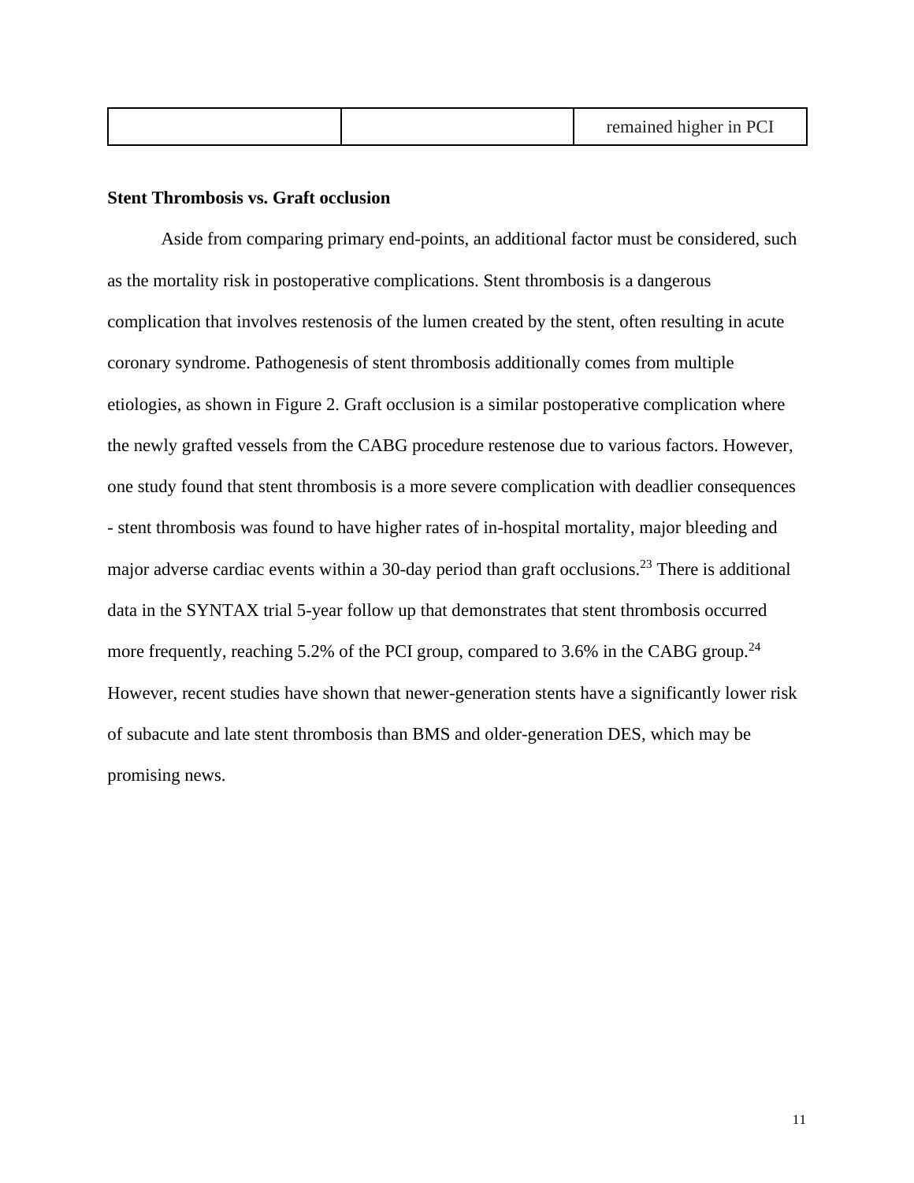| | | remained higher in PCI |
|---|---|---|

**Stent Thrombosis vs. Graft occlusion**

Aside from comparing primary end-points, an additional factor must be considered, such as the mortality risk in postoperative complications. Stent thrombosis is a dangerous complication that involves restenosis of the lumen created by the stent, often resulting in acute coronary syndrome. Pathogenesis of stent thrombosis additionally comes from multiple etiologies, as shown in Figure 2. Graft occlusion is a similar postoperative complication where the newly grafted vessels from the CABG procedure restenose due to various factors. However, one study found that stent thrombosis is a more severe complication with deadlier consequences - stent thrombosis was found to have higher rates of in-hospital mortality, major bleeding and major adverse cardiac events within a 30-day period than graft occlusions.[23] There is additional data in the SYNTAX trial 5-year follow up that demonstrates that stent thrombosis occurred more frequently, reaching 5.2% of the PCI group, compared to 3.6% in the CABG group.[24] However, recent studies have shown that newer-generation stents have a significantly lower risk of subacute and late stent thrombosis than BMS and older-generation DES, which may be promising news.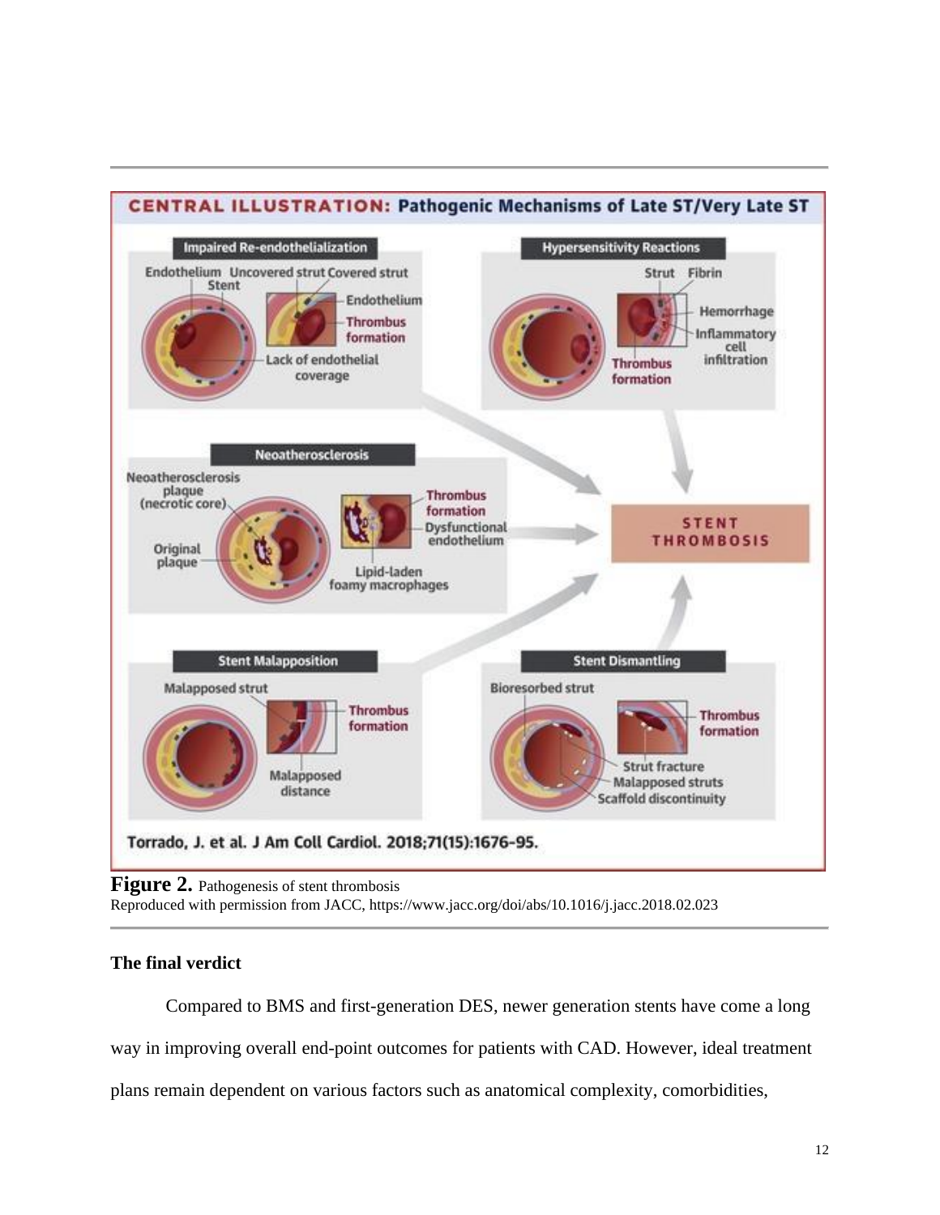**Figure 2.** Pathogenesis of stent thrombosis
Reproduced with permission from JACC, https://www.jacc.org/doi/abs/10.1016/j.jacc.2018.02.023

**The final verdict**

Compared to BMS and first-generation DES, newer generation stents have come a long way in improving overall end-point outcomes for patients with CAD. However, ideal treatment plans remain dependent on various factors such as anatomical complexity, comorbidities,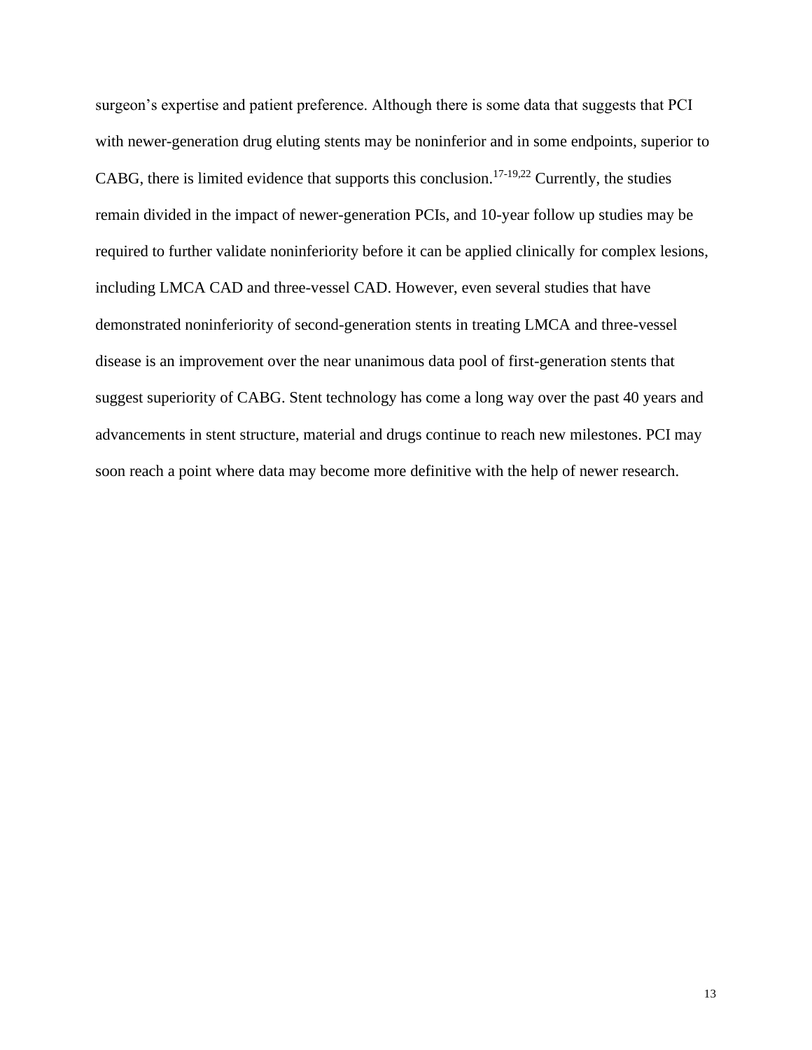surgeon's expertise and patient preference. Although there is some data that suggests that PCI with newer-generation drug eluting stents may be noninferior and in some endpoints, superior to CABG, there is limited evidence that supports this conclusion.[17-19,22] Currently, the studies remain divided in the impact of newer-generation PCIs, and 10-year follow up studies may be required to further validate noninferiority before it can be applied clinically for complex lesions, including LMCA CAD and three-vessel CAD. However, even several studies that have demonstrated noninferiority of second-generation stents in treating LMCA and three-vessel disease is an improvement over the near unanimous data pool of first-generation stents that suggest superiority of CABG. Stent technology has come a long way over the past 40 years and advancements in stent structure, material and drugs continue to reach new milestones. PCI may soon reach a point where data may become more definitive with the help of newer research.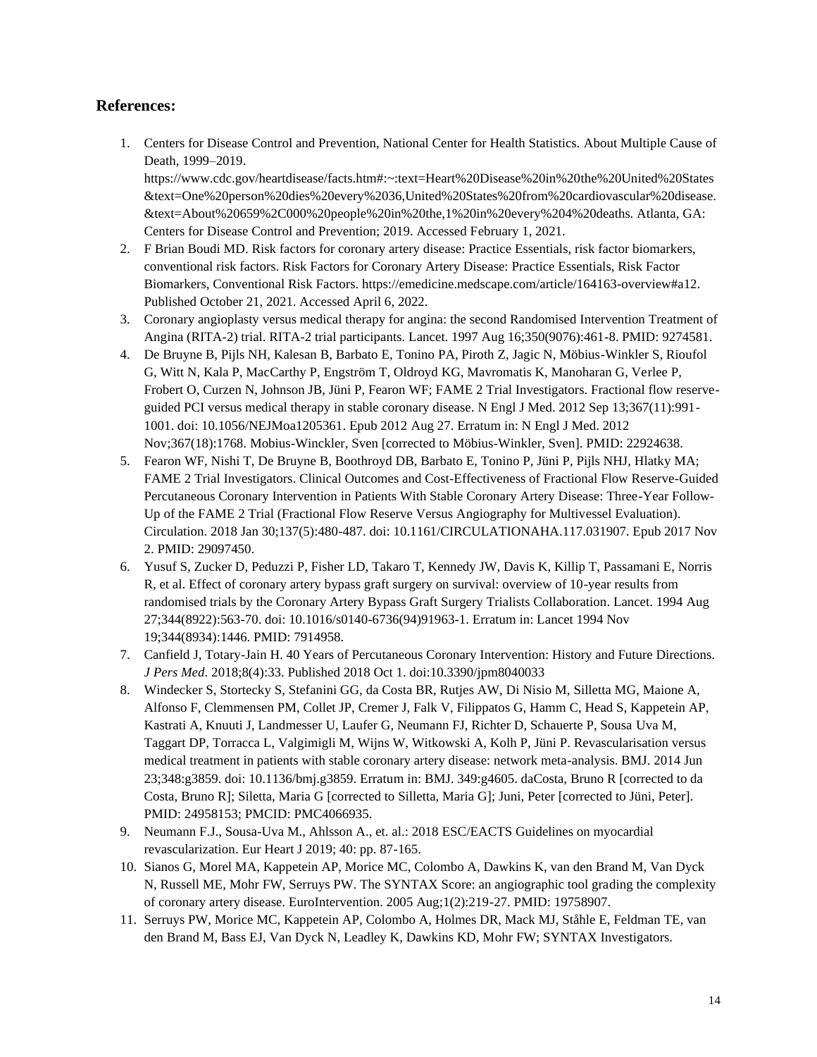## References:

1. Centers for Disease Control and Prevention, National Center for Health Statistics. About Multiple Cause of Death, 1999–2019. https://www.cdc.gov/heartdisease/facts.htm#:~:text=Heart%20Disease%20in%20the%20United%20States&text=One%20person%20dies%20every%2036,United%20States%20from%20cardiovascular%20disease.&text=About%20659%2C000%20people%20in%20the,1%20in%20every%204%20deaths. Atlanta, GA: Centers for Disease Control and Prevention; 2019. Accessed February 1, 2021.
2. F Brian Boudi MD. Risk factors for coronary artery disease: Practice Essentials, risk factor biomarkers, conventional risk factors. Risk Factors for Coronary Artery Disease: Practice Essentials, Risk Factor Biomarkers, Conventional Risk Factors. https://emedicine.medscape.com/article/164163-overview#a12. Published October 21, 2021. Accessed April 6, 2022.
3. Coronary angioplasty versus medical therapy for angina: the second Randomised Intervention Treatment of Angina (RITA-2) trial. RITA-2 trial participants. Lancet. 1997 Aug 16;350(9076):461-8. PMID: 9274581.
4. De Bruyne B, Pijls NH, Kalesan B, Barbato E, Tonino PA, Piroth Z, Jagic N, Möbius-Winkler S, Rioufol G, Witt N, Kala P, MacCarthy P, Engström T, Oldroyd KG, Mavromatis K, Manoharan G, Verlee P, Frobert O, Curzen N, Johnson JB, Jüni P, Fearon WF; FAME 2 Trial Investigators. Fractional flow reserve-guided PCI versus medical therapy in stable coronary disease. N Engl J Med. 2012 Sep 13;367(11):991-1001. doi: 10.1056/NEJMoa1205361. Epub 2012 Aug 27. Erratum in: N Engl J Med. 2012 Nov;367(18):1768. Mobius-Winckler, Sven [corrected to Möbius-Winkler, Sven]. PMID: 22924638.
5. Fearon WF, Nishi T, De Bruyne B, Boothroyd DB, Barbato E, Tonino P, Jüni P, Pijls NHJ, Hlatky MA; FAME 2 Trial Investigators. Clinical Outcomes and Cost-Effectiveness of Fractional Flow Reserve-Guided Percutaneous Coronary Intervention in Patients With Stable Coronary Artery Disease: Three-Year Follow-Up of the FAME 2 Trial (Fractional Flow Reserve Versus Angiography for Multivessel Evaluation). Circulation. 2018 Jan 30;137(5):480-487. doi: 10.1161/CIRCULATIONAHA.117.031907. Epub 2017 Nov 2. PMID: 29097450.
6. Yusuf S, Zucker D, Peduzzi P, Fisher LD, Takaro T, Kennedy JW, Davis K, Killip T, Passamani E, Norris R, et al. Effect of coronary artery bypass graft surgery on survival: overview of 10-year results from randomised trials by the Coronary Artery Bypass Graft Surgery Trialists Collaboration. Lancet. 1994 Aug 27;344(8922):563-70. doi: 10.1016/s0140-6736(94)91963-1. Erratum in: Lancet 1994 Nov 19;344(8934):1446. PMID: 7914958.
7. Canfield J, Totary-Jain H. 40 Years of Percutaneous Coronary Intervention: History and Future Directions. *J Pers Med*. 2018;8(4):33. Published 2018 Oct 1. doi:10.3390/jpm8040033
8. Windecker S, Stortecky S, Stefanini GG, da Costa BR, Rutjes AW, Di Nisio M, Silletta MG, Maione A, Alfonso F, Clemmensen PM, Collet JP, Cremer J, Falk V, Filippatos G, Hamm C, Head S, Kappetein AP, Kastrati A, Knuuti J, Landmesser U, Laufer G, Neumann FJ, Richter D, Schauerte P, Sousa Uva M, Taggart DP, Torracca L, Valgimigli M, Wijns W, Witkowski A, Kolh P, Jüni P. Revascularisation versus medical treatment in patients with stable coronary artery disease: network meta-analysis. BMJ. 2014 Jun 23;348:g3859. doi: 10.1136/bmj.g3859. Erratum in: BMJ. 349:g4605. daCosta, Bruno R [corrected to da Costa, Bruno R]; Siletta, Maria G [corrected to Silletta, Maria G]; Juni, Peter [corrected to Jüni, Peter]. PMID: 24958153; PMCID: PMC4066935.
9. Neumann F.J., Sousa-Uva M., Ahlsson A., et. al.: 2018 ESC/EACTS Guidelines on myocardial revascularization. Eur Heart J 2019; 40: pp. 87-165.
10. Sianos G, Morel MA, Kappetein AP, Morice MC, Colombo A, Dawkins K, van den Brand M, Van Dyck N, Russell ME, Mohr FW, Serruys PW. The SYNTAX Score: an angiographic tool grading the complexity of coronary artery disease. EuroIntervention. 2005 Aug;1(2):219-27. PMID: 19758907.
11. Serruys PW, Morice MC, Kappetein AP, Colombo A, Holmes DR, Mack MJ, Ståhle E, Feldman TE, van den Brand M, Bass EJ, Van Dyck N, Leadley K, Dawkins KD, Mohr FW; SYNTAX Investigators.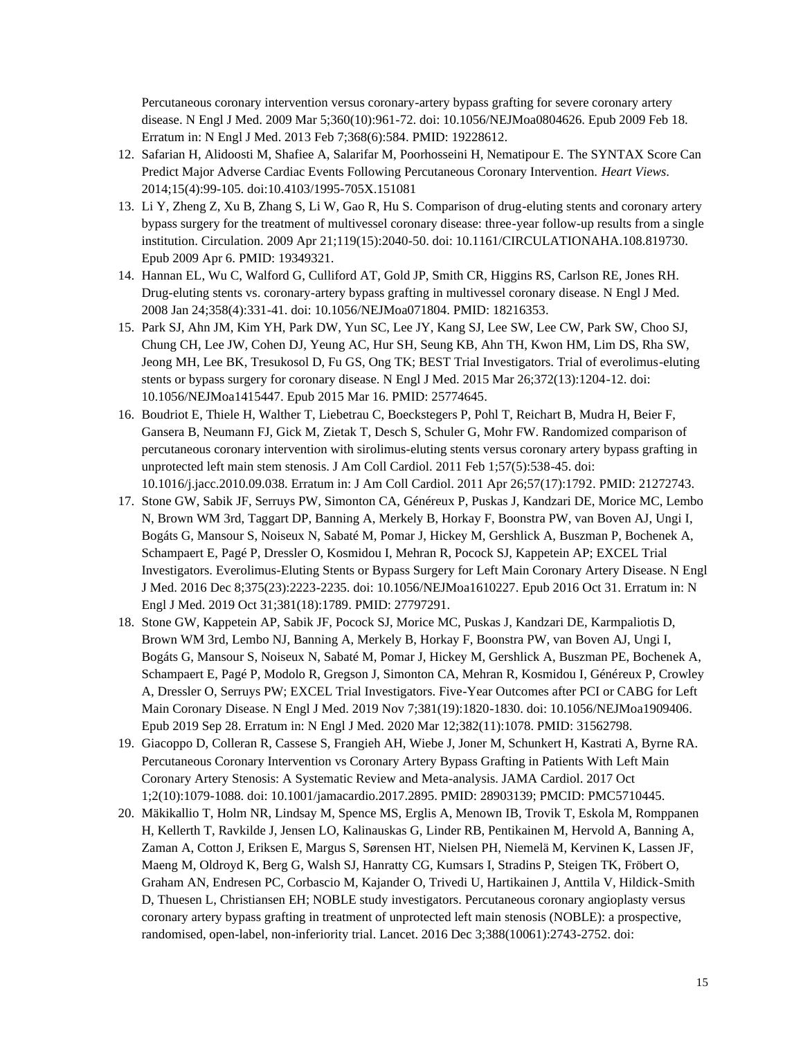Percutaneous coronary intervention versus coronary-artery bypass grafting for severe coronary artery disease. N Engl J Med. 2009 Mar 5;360(10):961-72. doi: 10.1056/NEJMoa0804626. Epub 2009 Feb 18. Erratum in: N Engl J Med. 2013 Feb 7;368(6):584. PMID: 19228612.

12. Safarian H, Alidoosti M, Shafiee A, Salarifar M, Poorhosseini H, Nematipour E. The SYNTAX Score Can Predict Major Adverse Cardiac Events Following Percutaneous Coronary Intervention. *Heart Views*. 2014;15(4):99-105. doi:10.4103/1995-705X.151081
13. Li Y, Zheng Z, Xu B, Zhang S, Li W, Gao R, Hu S. Comparison of drug-eluting stents and coronary artery bypass surgery for the treatment of multivessel coronary disease: three-year follow-up results from a single institution. Circulation. 2009 Apr 21;119(15):2040-50. doi: 10.1161/CIRCULATIONAHA.108.819730. Epub 2009 Apr 6. PMID: 19349321.
14. Hannan EL, Wu C, Walford G, Culliford AT, Gold JP, Smith CR, Higgins RS, Carlson RE, Jones RH. Drug-eluting stents vs. coronary-artery bypass grafting in multivessel coronary disease. N Engl J Med. 2008 Jan 24;358(4):331-41. doi: 10.1056/NEJMoa071804. PMID: 18216353.
15. Park SJ, Ahn JM, Kim YH, Park DW, Yun SC, Lee JY, Kang SJ, Lee SW, Lee CW, Park SW, Choo SJ, Chung CH, Lee JW, Cohen DJ, Yeung AC, Hur SH, Seung KB, Ahn TH, Kwon HM, Lim DS, Rha SW, Jeong MH, Lee BK, Tresukosol D, Fu GS, Ong TK; BEST Trial Investigators. Trial of everolimus-eluting stents or bypass surgery for coronary disease. N Engl J Med. 2015 Mar 26;372(13):1204-12. doi: 10.1056/NEJMoa1415447. Epub 2015 Mar 16. PMID: 25774645.
16. Boudriot E, Thiele H, Walther T, Liebetrau C, Boeckstegers P, Pohl T, Reichart B, Mudra H, Beier F, Gansera B, Neumann FJ, Gick M, Zietak T, Desch S, Schuler G, Mohr FW. Randomized comparison of percutaneous coronary intervention with sirolimus-eluting stents versus coronary artery bypass grafting in unprotected left main stem stenosis. J Am Coll Cardiol. 2011 Feb 1;57(5):538-45. doi: 10.1016/j.jacc.2010.09.038. Erratum in: J Am Coll Cardiol. 2011 Apr 26;57(17):1792. PMID: 21272743.
17. Stone GW, Sabik JF, Serruys PW, Simonton CA, Généreux P, Puskas J, Kandzari DE, Morice MC, Lembo N, Brown WM 3rd, Taggart DP, Banning A, Merkely B, Horkay F, Boonstra PW, van Boven AJ, Ungi I, Bogáts G, Mansour S, Noiseux N, Sabaté M, Pomar J, Hickey M, Gershlick A, Buszman P, Bochenek A, Schampaert E, Pagé P, Dressler O, Kosmidou I, Mehran R, Pocock SJ, Kappetein AP; EXCEL Trial Investigators. Everolimus-Eluting Stents or Bypass Surgery for Left Main Coronary Artery Disease. N Engl J Med. 2016 Dec 8;375(23):2223-2235. doi: 10.1056/NEJMoa1610227. Epub 2016 Oct 31. Erratum in: N Engl J Med. 2019 Oct 31;381(18):1789. PMID: 27797291.
18. Stone GW, Kappetein AP, Sabik JF, Pocock SJ, Morice MC, Puskas J, Kandzari DE, Karmpaliotis D, Brown WM 3rd, Lembo NJ, Banning A, Merkely B, Horkay F, Boonstra PW, van Boven AJ, Ungi I, Bogáts G, Mansour S, Noiseux N, Sabaté M, Pomar J, Hickey M, Gershlick A, Buszman PE, Bochenek A, Schampaert E, Pagé P, Modolo R, Gregson J, Simonton CA, Mehran R, Kosmidou I, Généreux P, Crowley A, Dressler O, Serruys PW; EXCEL Trial Investigators. Five-Year Outcomes after PCI or CABG for Left Main Coronary Disease. N Engl J Med. 2019 Nov 7;381(19):1820-1830. doi: 10.1056/NEJMoa1909406. Epub 2019 Sep 28. Erratum in: N Engl J Med. 2020 Mar 12;382(11):1078. PMID: 31562798.
19. Giacoppo D, Colleran R, Cassese S, Frangieh AH, Wiebe J, Joner M, Schunkert H, Kastrati A, Byrne RA. Percutaneous Coronary Intervention vs Coronary Artery Bypass Grafting in Patients With Left Main Coronary Artery Stenosis: A Systematic Review and Meta-analysis. JAMA Cardiol. 2017 Oct 1;2(10):1079-1088. doi: 10.1001/jamacardio.2017.2895. PMID: 28903139; PMCID: PMC5710445.
20. Mäkikallio T, Holm NR, Lindsay M, Spence MS, Erglis A, Menown IB, Trovik T, Eskola M, Romppanen H, Kellerth T, Ravkilde J, Jensen LO, Kalinauskas G, Linder RB, Pentikainen M, Hervold A, Banning A, Zaman A, Cotton J, Eriksen E, Margus S, Sørensen HT, Nielsen PH, Niemelä M, Kervinen K, Lassen JF, Maeng M, Oldroyd K, Berg G, Walsh SJ, Hanratty CG, Kumsars I, Stradins P, Steigen TK, Fröbert O, Graham AN, Endresen PC, Corbascio M, Kajander O, Trivedi U, Hartikainen J, Anttila V, Hildick-Smith D, Thuesen L, Christiansen EH; NOBLE study investigators. Percutaneous coronary angioplasty versus coronary artery bypass grafting in treatment of unprotected left main stenosis (NOBLE): a prospective, randomised, open-label, non-inferiority trial. Lancet. 2016 Dec 3;388(10061):2743-2752. doi: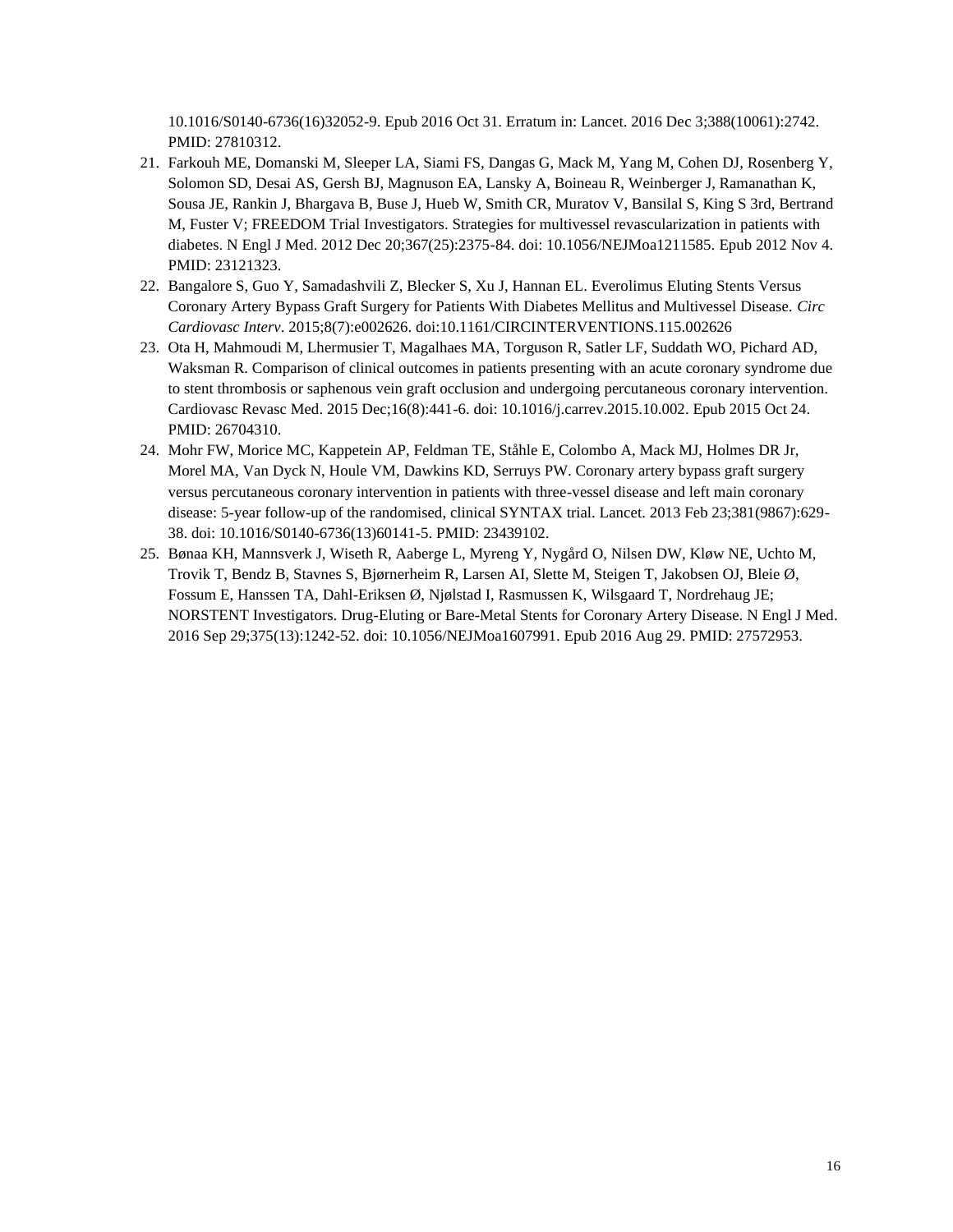10.1016/S0140-6736(16)32052-9. Epub 2016 Oct 31. Erratum in: Lancet. 2016 Dec 3;388(10061):2742. PMID: 27810312.

21. Farkouh ME, Domanski M, Sleeper LA, Siami FS, Dangas G, Mack M, Yang M, Cohen DJ, Rosenberg Y, Solomon SD, Desai AS, Gersh BJ, Magnuson EA, Lansky A, Boineau R, Weinberger J, Ramanathan K, Sousa JE, Rankin J, Bhargava B, Buse J, Hueb W, Smith CR, Muratov V, Bansilal S, King S 3rd, Bertrand M, Fuster V; FREEDOM Trial Investigators. Strategies for multivessel revascularization in patients with diabetes. N Engl J Med. 2012 Dec 20;367(25):2375-84. doi: 10.1056/NEJMoa1211585. Epub 2012 Nov 4. PMID: 23121323.
22. Bangalore S, Guo Y, Samadashvili Z, Blecker S, Xu J, Hannan EL. Everolimus Eluting Stents Versus Coronary Artery Bypass Graft Surgery for Patients With Diabetes Mellitus and Multivessel Disease. *Circ Cardiovasc Interv*. 2015;8(7):e002626. doi:10.1161/CIRCINTERVENTIONS.115.002626
23. Ota H, Mahmoudi M, Lhermusier T, Magalhaes MA, Torguson R, Satler LF, Suddath WO, Pichard AD, Waksman R. Comparison of clinical outcomes in patients presenting with an acute coronary syndrome due to stent thrombosis or saphenous vein graft occlusion and undergoing percutaneous coronary intervention. Cardiovasc Revasc Med. 2015 Dec;16(8):441-6. doi: 10.1016/j.carrev.2015.10.002. Epub 2015 Oct 24. PMID: 26704310.
24. Mohr FW, Morice MC, Kappetein AP, Feldman TE, Ståhle E, Colombo A, Mack MJ, Holmes DR Jr, Morel MA, Van Dyck N, Houle VM, Dawkins KD, Serruys PW. Coronary artery bypass graft surgery versus percutaneous coronary intervention in patients with three-vessel disease and left main coronary disease: 5-year follow-up of the randomised, clinical SYNTAX trial. Lancet. 2013 Feb 23;381(9867):629-38. doi: 10.1016/S0140-6736(13)60141-5. PMID: 23439102.
25. Bønaa KH, Mannsverk J, Wiseth R, Aaberge L, Myreng Y, Nygård O, Nilsen DW, Kløw NE, Uchto M, Trovik T, Bendz B, Stavnes S, Bjørnerheim R, Larsen AI, Slette M, Steigen T, Jakobsen OJ, Bleie Ø, Fossum E, Hanssen TA, Dahl-Eriksen Ø, Njølstad I, Rasmussen K, Wilsgaard T, Nordrehaug JE; NORSTENT Investigators. Drug-Eluting or Bare-Metal Stents for Coronary Artery Disease. N Engl J Med. 2016 Sep 29;375(13):1242-52. doi: 10.1056/NEJMoa1607991. Epub 2016 Aug 29. PMID: 27572953.